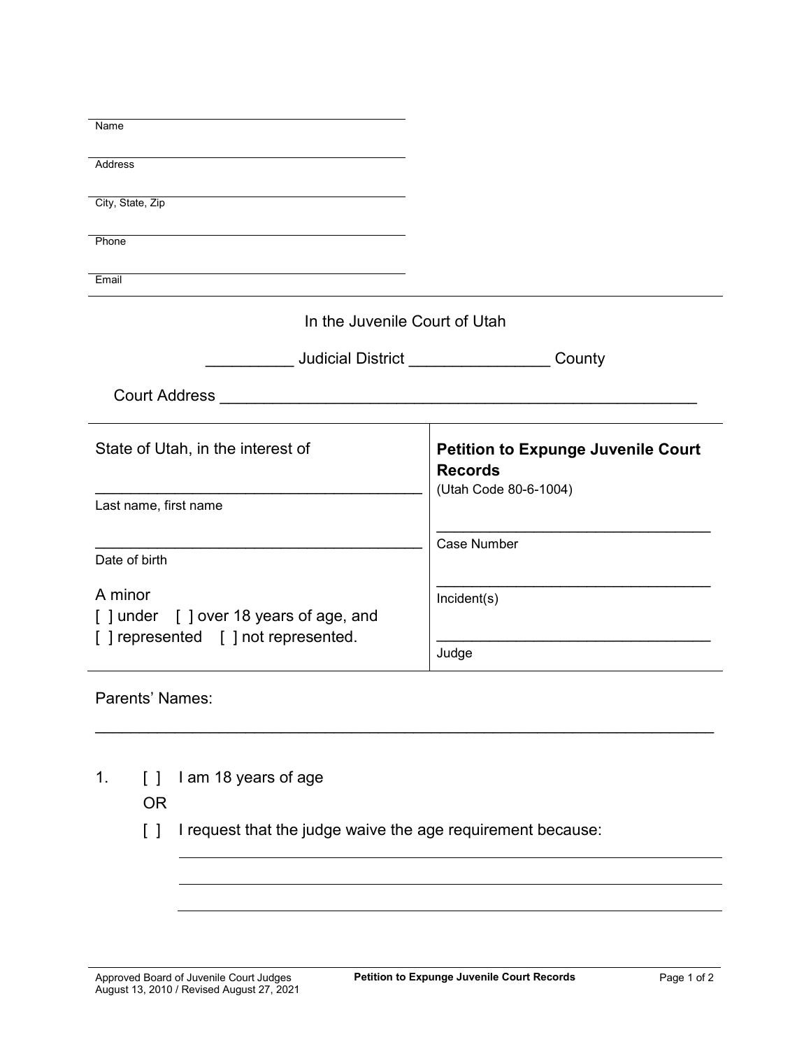Name

Address

City, State, Zip

Phone

Email

In the Juvenile Court of Utah

__________ Judicial District ________________ County

Court Address ________________________________________________________

| State of Utah, in the interest of<br><br>________________________________________<br>Last name, first name<br><br>________________________________________<br>Date of birth<br><br>A minor<br>[ ] under [ ] over 18 years of age, and<br>[ ] represented [ ] not represented. | **Petition to Expunge Juvenile Court Records**<br>(Utah Code 80-6-1004)<br><br>__________________________________<br>Case Number<br><br>__________________________________<br>Incident(s)<br><br>__________________________________<br>Judge |
|---|---|

Parents' Names:

______________________________________________________________________

1. [ ] I am 18 years of age

   OR

   [ ] I request that the judge waive the age requirement because:

   ______________________________________________________________________

   ______________________________________________________________________

   ______________________________________________________________________

Approved Board of Juvenile Court Judges
August 13, 2010 / Revised August 27, 2021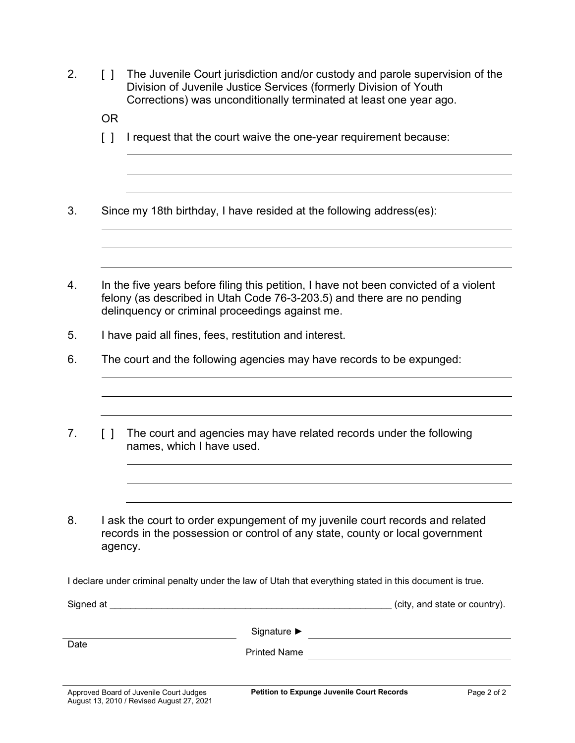2. [ ] The Juvenile Court jurisdiction and/or custody and parole supervision of the Division of Juvenile Justice Services (formerly Division of Youth Corrections) was unconditionally terminated at least one year ago.

   OR

   [ ] I request that the court waive the one-year requirement because:

   ______________________________________________

   ______________________________________________

   ______________________________________________

3. Since my 18th birthday, I have resided at the following address(es):

   ______________________________________________

   ______________________________________________

   ______________________________________________

4. In the five years before filing this petition, I have not been convicted of a violent felony (as described in Utah Code 76-3-203.5) and there are no pending delinquency or criminal proceedings against me.

5. I have paid all fines, fees, restitution and interest.

6. The court and the following agencies may have records to be expunged:

   ______________________________________________

   ______________________________________________

   ______________________________________________

7. [ ] The court and agencies may have related records under the following names, which I have used.

   ______________________________________________

   ______________________________________________

   ______________________________________________

8. I ask the court to order expungement of my juvenile court records and related records in the possession or control of any state, county or local government agency.

I declare under criminal penalty under the law of Utah that everything stated in this document is true.

Signed at ______________________________________________ (city, and state or country).

Signature ► ______________________________

______________________________
Date

Printed Name ______________________________

Approved Board of Juvenile Court Judges
August 13, 2010 / Revised August 27, 2021

Petition to Expunge Juvenile Court Records